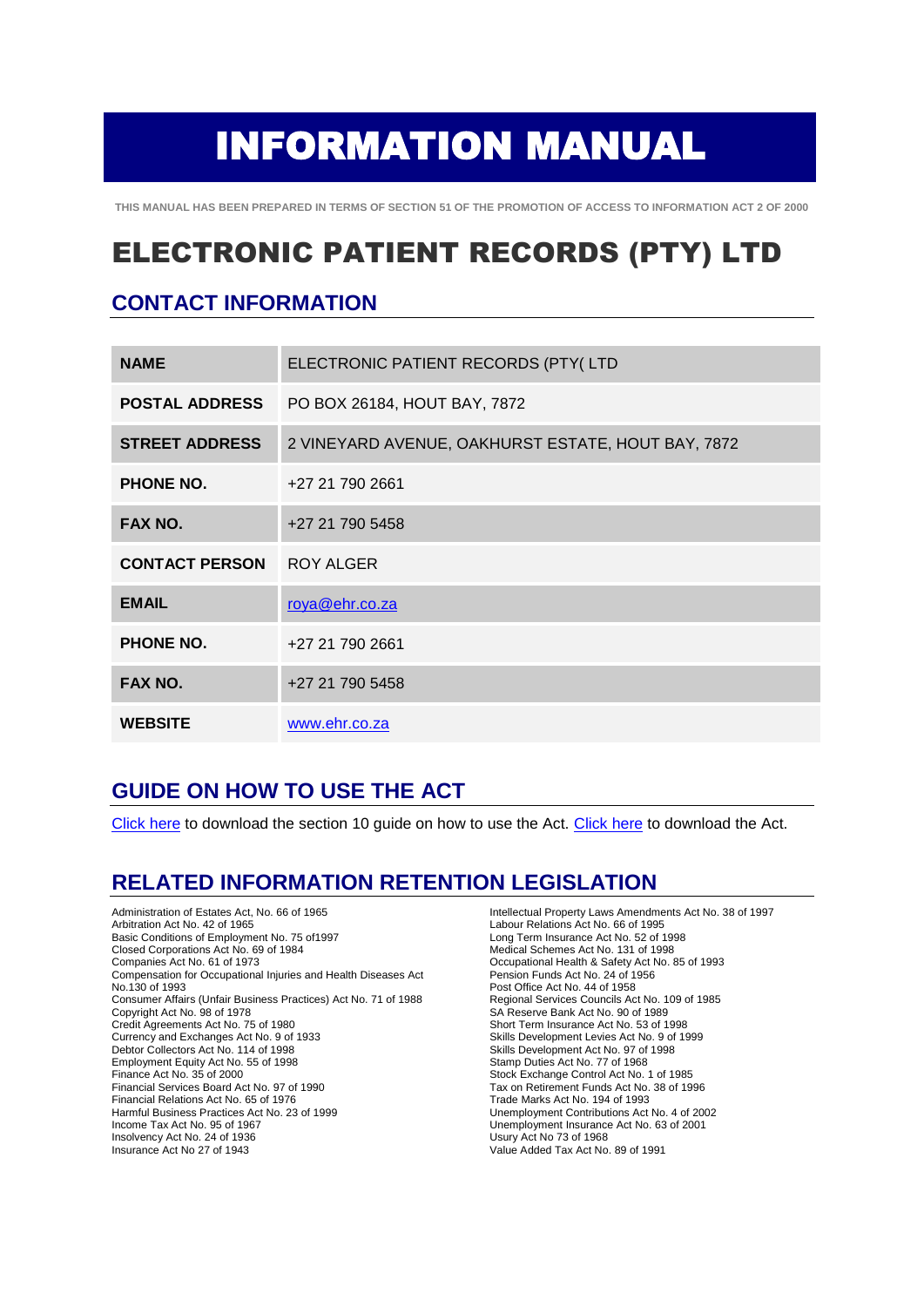# INFORMATION MANUAL

THIS MANUAL HAS BEEN PREPARED IN TERMS OF SECTION 51 OF THE PROMOTION OF ACCESS TO INFORMATION ACT 2 OF 2000

# ELECTRONIC PATIENT RECORDS (PTY) LTD

## CONTACT INFORMATION

| | |
|---|---|
| **NAME** | ELECTRONIC PATIENT RECORDS (PTY( LTD |
| **POSTAL ADDRESS** | PO BOX 26184, HOUT BAY, 7872 |
| **STREET ADDRESS** | 2 VINEYARD AVENUE, OAKHURST ESTATE, HOUT BAY, 7872 |
| **PHONE NO.** | +27 21 790 2661 |
| **FAX NO.** | +27 21 790 5458 |
| **CONTACT PERSON** | ROY ALGER |
| **EMAIL** | roya@ehr.co.za |
| **PHONE NO.** | +27 21 790 2661 |
| **FAX NO.** | +27 21 790 5458 |
| **WEBSITE** | www.ehr.co.za |

## GUIDE ON HOW TO USE THE ACT

Click here to download the section 10 guide on how to use the Act. Click here to download the Act.

## RELATED INFORMATION RETENTION LEGISLATION

Administration of Estates Act, No. 66 of 1965
Arbitration Act No. 42 of 1965
Basic Conditions of Employment No. 75 of1997
Closed Corporations Act No. 69 of 1984
Companies Act No. 61 of 1973
Compensation for Occupational Injuries and Health Diseases Act No.130 of 1993
Consumer Affairs (Unfair Business Practices) Act No. 71 of 1988
Copyright Act No. 98 of 1978
Credit Agreements Act No. 75 of 1980
Currency and Exchanges Act No. 9 of 1933
Debtor Collectors Act No. 114 of 1998
Employment Equity Act No. 55 of 1998
Finance Act No. 35 of 2000
Financial Services Board Act No. 97 of 1990
Financial Relations Act No. 65 of 1976
Harmful Business Practices Act No. 23 of 1999
Income Tax Act No. 95 of 1967
Insolvency Act No. 24 of 1936
Insurance Act No 27 of 1943
Intellectual Property Laws Amendments Act No. 38 of 1997
Labour Relations Act No. 66 of 1995
Long Term Insurance Act No. 52 of 1998
Medical Schemes Act No. 131 of 1998
Occupational Health & Safety Act No. 85 of 1993
Pension Funds Act No. 24 of 1956
Post Office Act No. 44 of 1958
Regional Services Councils Act No. 109 of 1985
SA Reserve Bank Act No. 90 of 1989
Short Term Insurance Act No. 53 of 1998
Skills Development Levies Act No. 9 of 1999
Skills Development Act No. 97 of 1998
Stamp Duties Act No. 77 of 1968
Stock Exchange Control Act No. 1 of 1985
Tax on Retirement Funds Act No. 38 of 1996
Trade Marks Act No. 194 of 1993
Unemployment Contributions Act No. 4 of 2002
Unemployment Insurance Act No. 63 of 2001
Usury Act No 73 of 1968
Value Added Tax Act No. 89 of 1991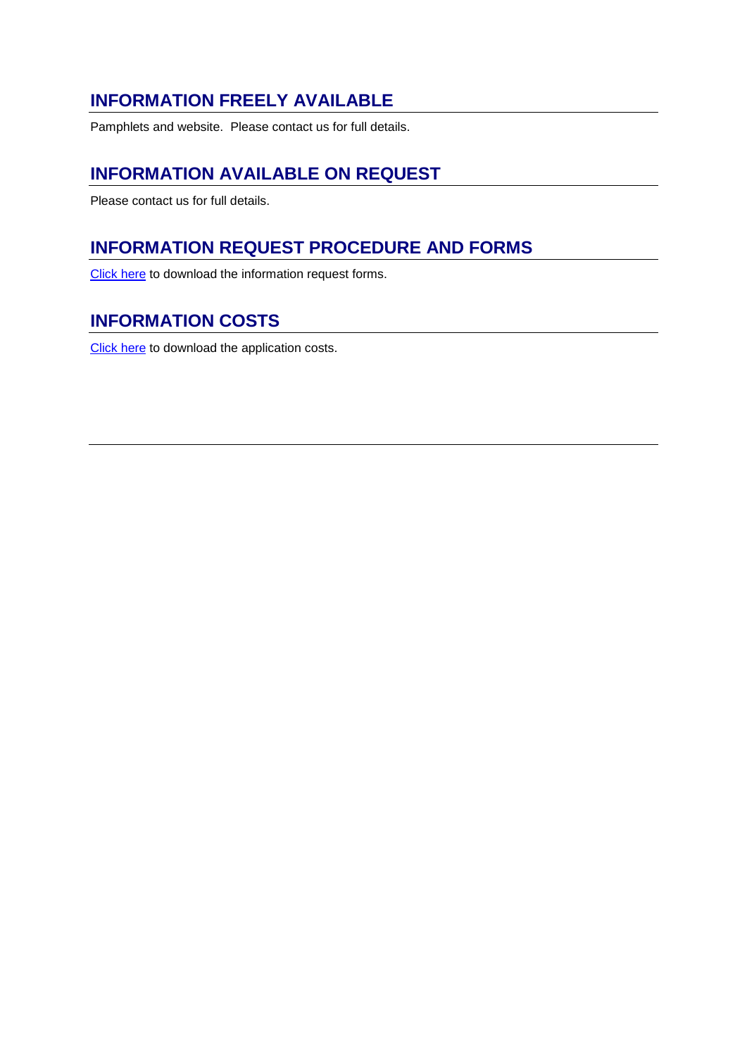## INFORMATION FREELY AVAILABLE

Pamphlets and website. Please contact us for full details.

## INFORMATION AVAILABLE ON REQUEST

Please contact us for full details.

## INFORMATION REQUEST PROCEDURE AND FORMS

Click here to download the information request forms.

## INFORMATION COSTS

Click here to download the application costs.